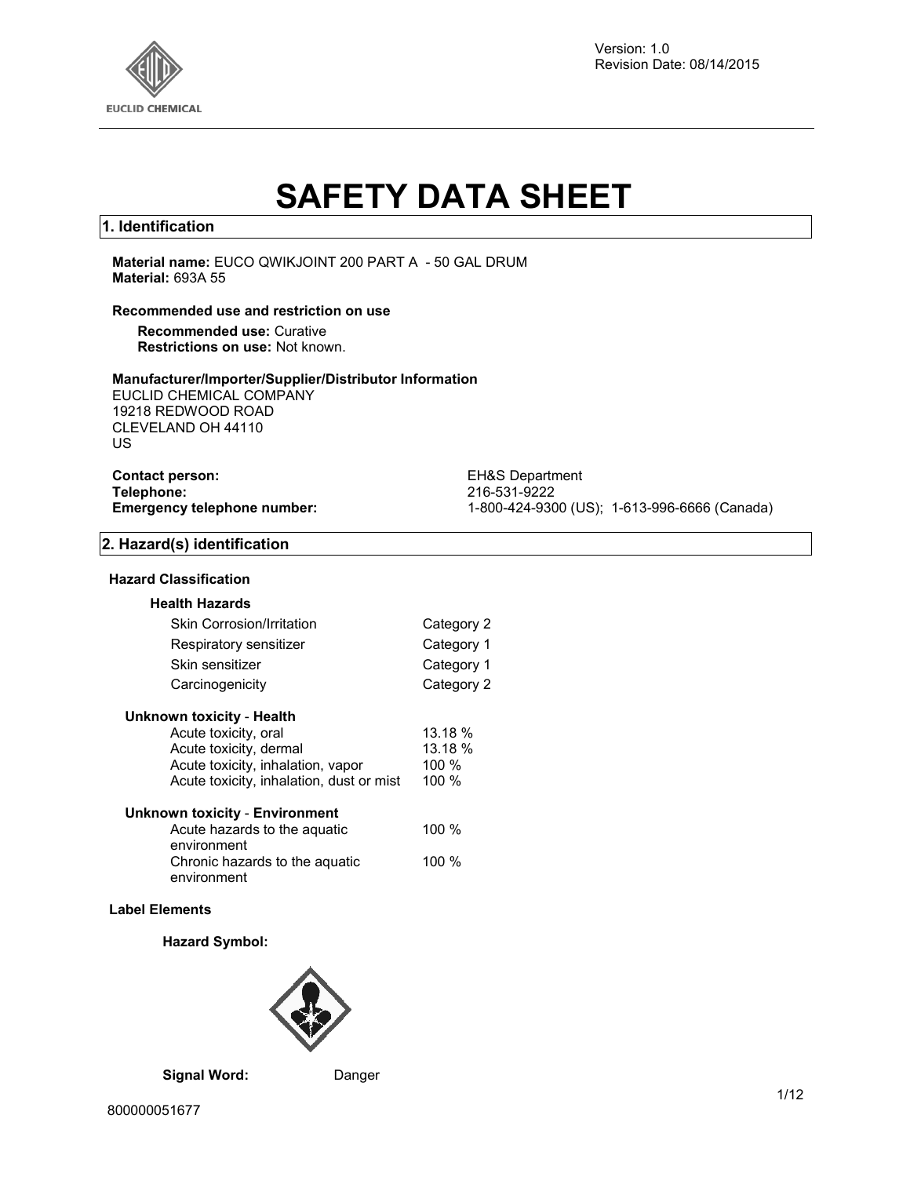Version: 1.0
Revision Date: 08/14/2015

# SAFETY DATA SHEET

## 1. Identification

**Material name:** EUCO QWIKJOINT 200 PART A - 50 GAL DRUM
**Material:** 693A 55

**Recommended use and restriction on use**

**Recommended use:** Curative
**Restrictions on use:** Not known.

**Manufacturer/Importer/Supplier/Distributor Information**
EUCLID CHEMICAL COMPANY
19218 REDWOOD ROAD
CLEVELAND OH 44110
US

| | |
|---|---|
| **Contact person:** | EH&S Department |
| **Telephone:** | 216-531-9222 |
| **Emergency telephone number:** | 1-800-424-9300 (US); 1-613-996-6666 (Canada) |

## 2. Hazard(s) identification

**Hazard Classification**

**Health Hazards**

| | |
|---|---|
| Skin Corrosion/Irritation | Category 2 |
| Respiratory sensitizer | Category 1 |
| Skin sensitizer | Category 1 |
| Carcinogenicity | Category 2 |

**Unknown toxicity - Health**

| | |
|---|---|
| Acute toxicity, oral | 13.18 % |
| Acute toxicity, dermal | 13.18 % |
| Acute toxicity, inhalation, vapor | 100 % |
| Acute toxicity, inhalation, dust or mist | 100 % |

**Unknown toxicity - Environment**

| | |
|---|---|
| Acute hazards to the aquatic environment | 100 % |
| Chronic hazards to the aquatic environment | 100 % |

**Label Elements**

**Hazard Symbol:**

**Signal Word:** Danger

800000051677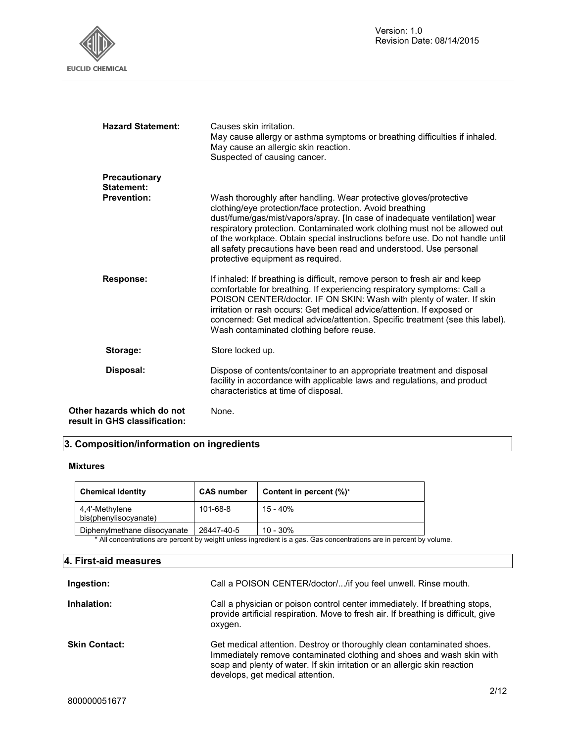**Hazard Statement:** Causes skin irritation.
May cause allergy or asthma symptoms or breathing difficulties if inhaled.
May cause an allergic skin reaction.
Suspected of causing cancer.

**Precautionary Statement:**

**Prevention:** Wash thoroughly after handling. Wear protective gloves/protective clothing/eye protection/face protection. Avoid breathing dust/fume/gas/mist/vapors/spray. [In case of inadequate ventilation] wear respiratory protection. Contaminated work clothing must not be allowed out of the workplace. Obtain special instructions before use. Do not handle until all safety precautions have been read and understood. Use personal protective equipment as required.

**Response:** If inhaled: If breathing is difficult, remove person to fresh air and keep comfortable for breathing. If experiencing respiratory symptoms: Call a POISON CENTER/doctor. IF ON SKIN: Wash with plenty of water. If skin irritation or rash occurs: Get medical advice/attention. If exposed or concerned: Get medical advice/attention. Specific treatment (see this label). Wash contaminated clothing before reuse.

**Storage:** Store locked up.

**Disposal:** Dispose of contents/container to an appropriate treatment and disposal facility in accordance with applicable laws and regulations, and product characteristics at time of disposal.

**Other hazards which do not result in GHS classification:** None.

## 3. Composition/information on ingredients

**Mixtures**

| Chemical Identity | CAS number | Content in percent (%)* |
|---|---|---|
| 4,4'-Methylene bis(phenylisocyanate) | 101-68-8 | 15 - 40% |
| Diphenylmethane diisocyanate | 26447-40-5 | 10 - 30% |

\* All concentrations are percent by weight unless ingredient is a gas. Gas concentrations are in percent by volume.

## 4. First-aid measures

**Ingestion:** Call a POISON CENTER/doctor/.../if you feel unwell. Rinse mouth.

**Inhalation:** Call a physician or poison control center immediately. If breathing stops, provide artificial respiration. Move to fresh air. If breathing is difficult, give oxygen.

**Skin Contact:** Get medical attention. Destroy or thoroughly clean contaminated shoes. Immediately remove contaminated clothing and shoes and wash skin with soap and plenty of water. If skin irritation or an allergic skin reaction develops, get medical attention.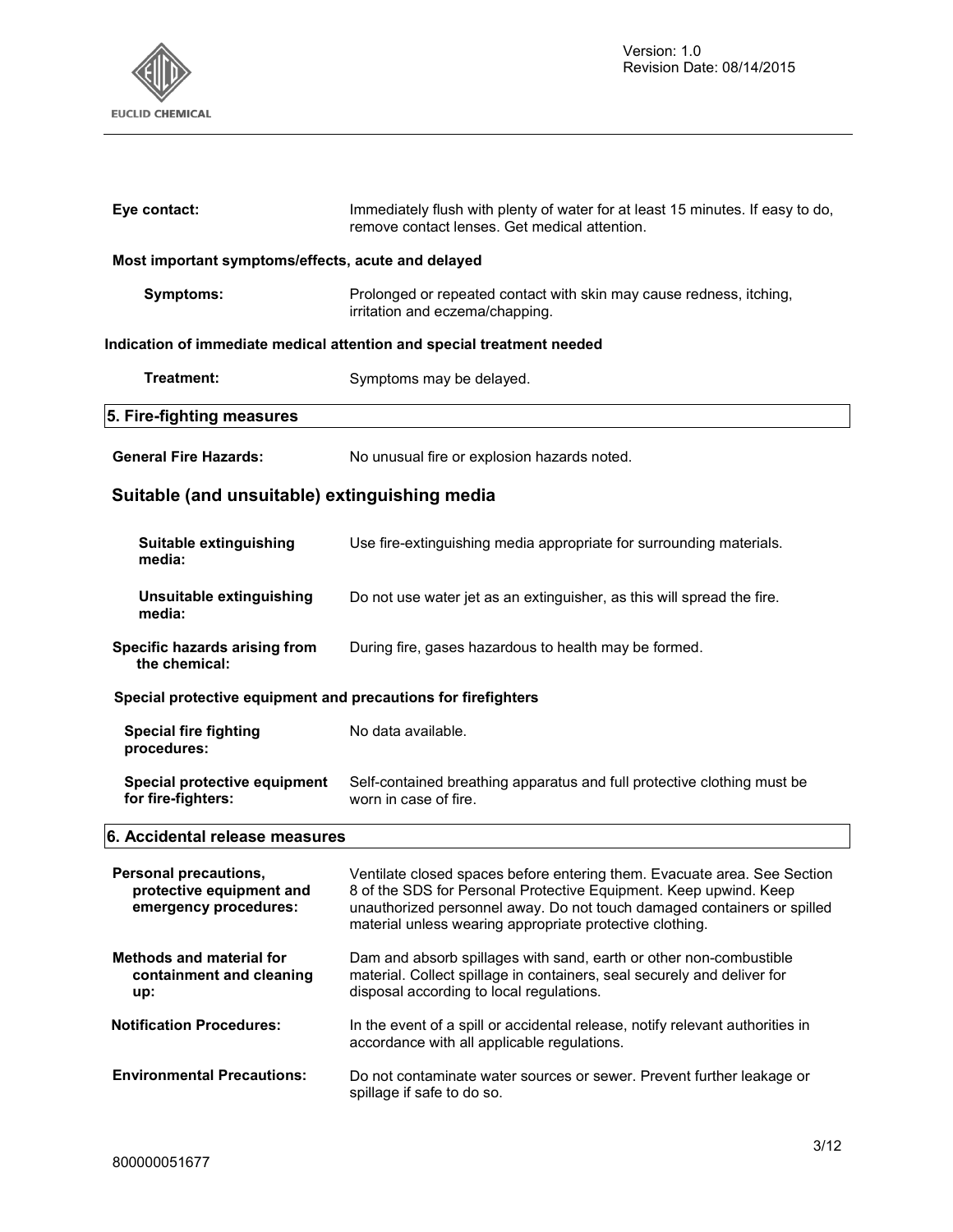**Eye contact:** Immediately flush with plenty of water for at least 15 minutes. If easy to do, remove contact lenses. Get medical attention.

**Most important symptoms/effects, acute and delayed**

**Symptoms:** Prolonged or repeated contact with skin may cause redness, itching, irritation and eczema/chapping.

**Indication of immediate medical attention and special treatment needed**

**Treatment:** Symptoms may be delayed.

## 5. Fire-fighting measures

**General Fire Hazards:** No unusual fire or explosion hazards noted.

### Suitable (and unsuitable) extinguishing media

**Suitable extinguishing media:** Use fire-extinguishing media appropriate for surrounding materials.

**Unsuitable extinguishing media:** Do not use water jet as an extinguisher, as this will spread the fire.

**Specific hazards arising from the chemical:** During fire, gases hazardous to health may be formed.

**Special protective equipment and precautions for firefighters**

**Special fire fighting procedures:** No data available.

**Special protective equipment for fire-fighters:** Self-contained breathing apparatus and full protective clothing must be worn in case of fire.

## 6. Accidental release measures

**Personal precautions, protective equipment and emergency procedures:** Ventilate closed spaces before entering them. Evacuate area. See Section 8 of the SDS for Personal Protective Equipment. Keep upwind. Keep unauthorized personnel away. Do not touch damaged containers or spilled material unless wearing appropriate protective clothing.

**Methods and material for containment and cleaning up:** Dam and absorb spillages with sand, earth or other non-combustible material. Collect spillage in containers, seal securely and deliver for disposal according to local regulations.

**Notification Procedures:** In the event of a spill or accidental release, notify relevant authorities in accordance with all applicable regulations.

**Environmental Precautions:** Do not contaminate water sources or sewer. Prevent further leakage or spillage if safe to do so.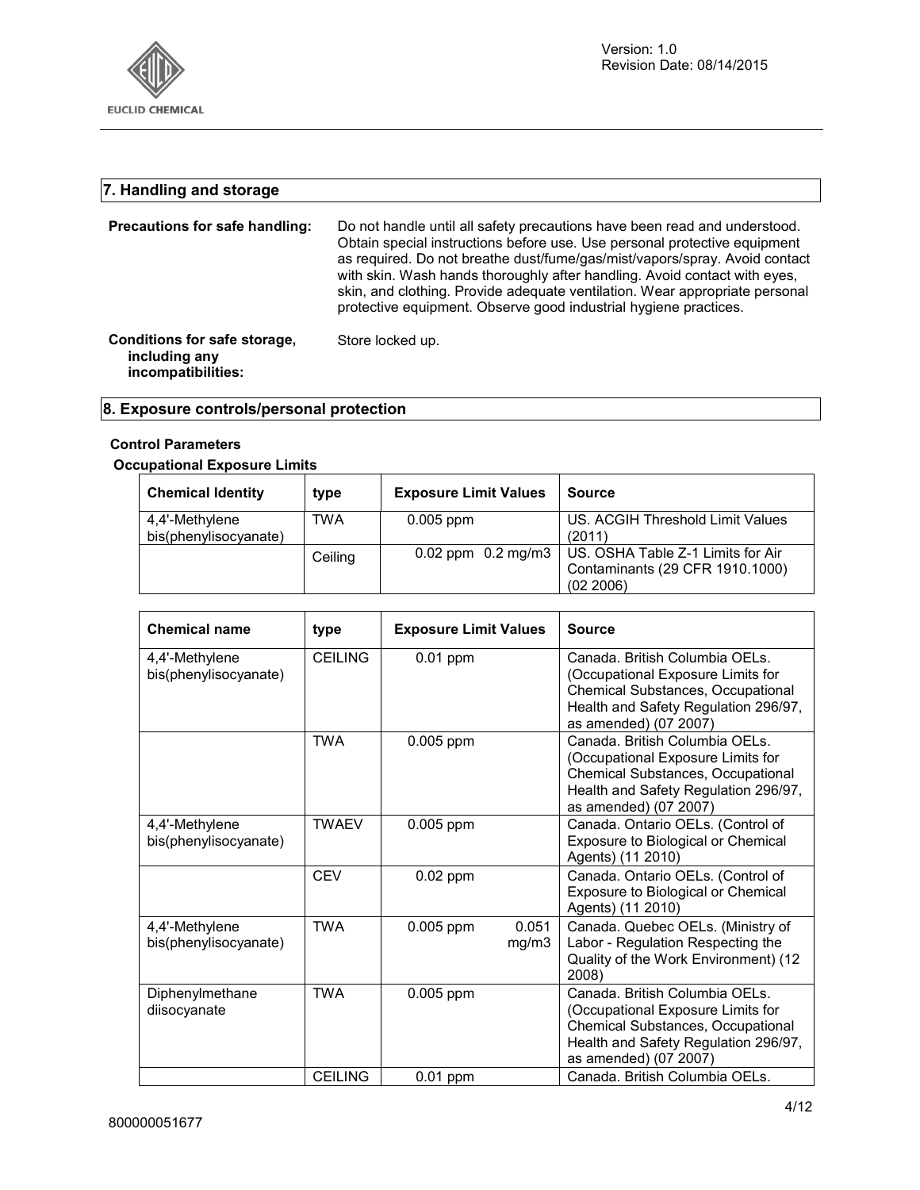## 7. Handling and storage

**Precautions for safe handling:** Do not handle until all safety precautions have been read and understood. Obtain special instructions before use. Use personal protective equipment as required. Do not breathe dust/fume/gas/mist/vapors/spray. Avoid contact with skin. Wash hands thoroughly after handling. Avoid contact with eyes, skin, and clothing. Provide adequate ventilation. Wear appropriate personal protective equipment. Observe good industrial hygiene practices.

**Conditions for safe storage, including any incompatibilities:** Store locked up.

## 8. Exposure controls/personal protection

### Control Parameters

#### Occupational Exposure Limits

| Chemical Identity | type | Exposure Limit Values | | Source |
|---|---|---|---|---|
| 4,4'-Methylene bis(phenylisocyanate) | TWA | 0.005 ppm | | US. ACGIH Threshold Limit Values (2011) |
| | Ceiling | 0.02 ppm | 0.2 mg/m3 | US. OSHA Table Z-1 Limits for Air Contaminants (29 CFR 1910.1000) (02 2006) |

| Chemical name | type | Exposure Limit Values | | Source |
|---|---|---|---|---|
| 4,4'-Methylene bis(phenylisocyanate) | CEILING | 0.01 ppm | | Canada. British Columbia OELs. (Occupational Exposure Limits for Chemical Substances, Occupational Health and Safety Regulation 296/97, as amended) (07 2007) |
| | TWA | 0.005 ppm | | Canada. British Columbia OELs. (Occupational Exposure Limits for Chemical Substances, Occupational Health and Safety Regulation 296/97, as amended) (07 2007) |
| 4,4'-Methylene bis(phenylisocyanate) | TWAEV | 0.005 ppm | | Canada. Ontario OELs. (Control of Exposure to Biological or Chemical Agents) (11 2010) |
| | CEV | 0.02 ppm | | Canada. Ontario OELs. (Control of Exposure to Biological or Chemical Agents) (11 2010) |
| 4,4'-Methylene bis(phenylisocyanate) | TWA | 0.005 ppm | 0.051 mg/m3 | Canada. Quebec OELs. (Ministry of Labor - Regulation Respecting the Quality of the Work Environment) (12 2008) |
| Diphenylmethane diisocyanate | TWA | 0.005 ppm | | Canada. British Columbia OELs. (Occupational Exposure Limits for Chemical Substances, Occupational Health and Safety Regulation 296/97, as amended) (07 2007) |
| | CEILING | 0.01 ppm | | Canada. British Columbia OELs. |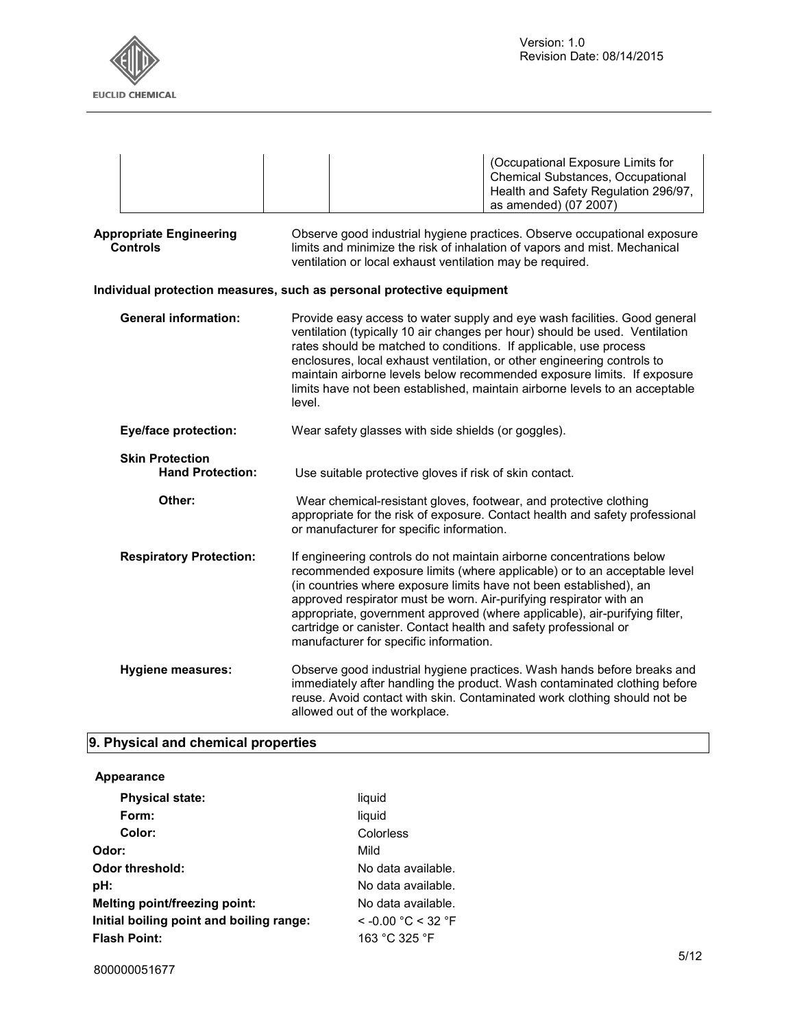| | | | (Occupational Exposure Limits for Chemical Substances, Occupational Health and Safety Regulation 296/97, as amended) (07 2007) |
|---|---|---|---|

**Appropriate Engineering Controls**

Observe good industrial hygiene practices. Observe occupational exposure limits and minimize the risk of inhalation of vapors and mist. Mechanical ventilation or local exhaust ventilation may be required.

**Individual protection measures, such as personal protective equipment**

**General information:** Provide easy access to water supply and eye wash facilities. Good general ventilation (typically 10 air changes per hour) should be used. Ventilation rates should be matched to conditions. If applicable, use process enclosures, local exhaust ventilation, or other engineering controls to maintain airborne levels below recommended exposure limits. If exposure limits have not been established, maintain airborne levels to an acceptable level.

**Eye/face protection:** Wear safety glasses with side shields (or goggles).

**Skin Protection**

**Hand Protection:** Use suitable protective gloves if risk of skin contact.

**Other:** Wear chemical-resistant gloves, footwear, and protective clothing appropriate for the risk of exposure. Contact health and safety professional or manufacturer for specific information.

**Respiratory Protection:** If engineering controls do not maintain airborne concentrations below recommended exposure limits (where applicable) or to an acceptable level (in countries where exposure limits have not been established), an approved respirator must be worn. Air-purifying respirator with an appropriate, government approved (where applicable), air-purifying filter, cartridge or canister. Contact health and safety professional or manufacturer for specific information.

**Hygiene measures:** Observe good industrial hygiene practices. Wash hands before breaks and immediately after handling the product. Wash contaminated clothing before reuse. Avoid contact with skin. Contaminated work clothing should not be allowed out of the workplace.

## 9. Physical and chemical properties

**Appearance**

**Physical state:** liquid

**Form:** liquid

**Color:** Colorless

**Odor:** Mild

**Odor threshold:** No data available.

**pH:** No data available.

**Melting point/freezing point:** No data available.

**Initial boiling point and boiling range:** < -0.00 °C < 32 °F

**Flash Point:** 163 °C 325 °F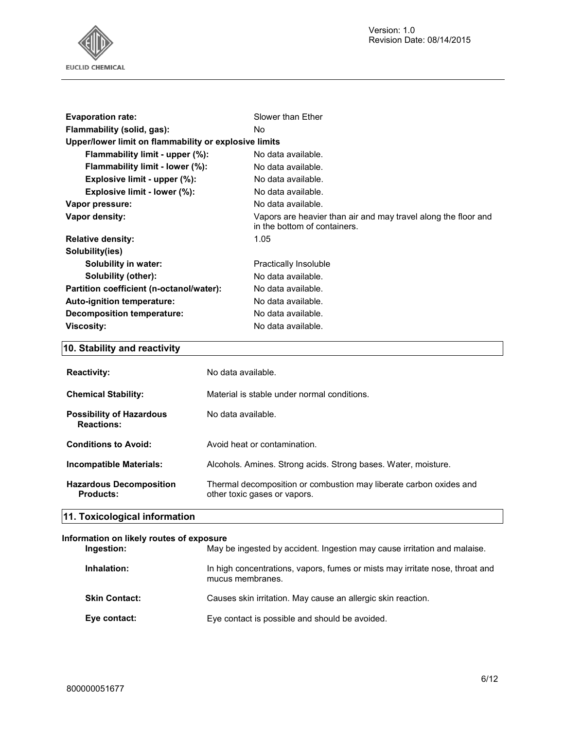| | |
|---|---|
| **Evaporation rate:** | Slower than Ether |
| **Flammability (solid, gas):** | No |
| **Upper/lower limit on flammability or explosive limits** | |
| **Flammability limit - upper (%):** | No data available. |
| **Flammability limit - lower (%):** | No data available. |
| **Explosive limit - upper (%):** | No data available. |
| **Explosive limit - lower (%):** | No data available. |
| **Vapor pressure:** | No data available. |
| **Vapor density:** | Vapors are heavier than air and may travel along the floor and in the bottom of containers. |
| **Relative density:** | 1.05 |
| **Solubility(ies)** | |
| **Solubility in water:** | Practically Insoluble |
| **Solubility (other):** | No data available. |
| **Partition coefficient (n-octanol/water):** | No data available. |
| **Auto-ignition temperature:** | No data available. |
| **Decomposition temperature:** | No data available. |
| **Viscosity:** | No data available. |

## 10. Stability and reactivity

| | |
|---|---|
| **Reactivity:** | No data available. |
| **Chemical Stability:** | Material is stable under normal conditions. |
| **Possibility of Hazardous Reactions:** | No data available. |
| **Conditions to Avoid:** | Avoid heat or contamination. |
| **Incompatible Materials:** | Alcohols. Amines. Strong acids. Strong bases. Water, moisture. |
| **Hazardous Decomposition Products:** | Thermal decomposition or combustion may liberate carbon oxides and other toxic gases or vapors. |

## 11. Toxicological information

**Information on likely routes of exposure**

| | |
|---|---|
| **Ingestion:** | May be ingested by accident. Ingestion may cause irritation and malaise. |
| **Inhalation:** | In high concentrations, vapors, fumes or mists may irritate nose, throat and mucus membranes. |
| **Skin Contact:** | Causes skin irritation. May cause an allergic skin reaction. |
| **Eye contact:** | Eye contact is possible and should be avoided. |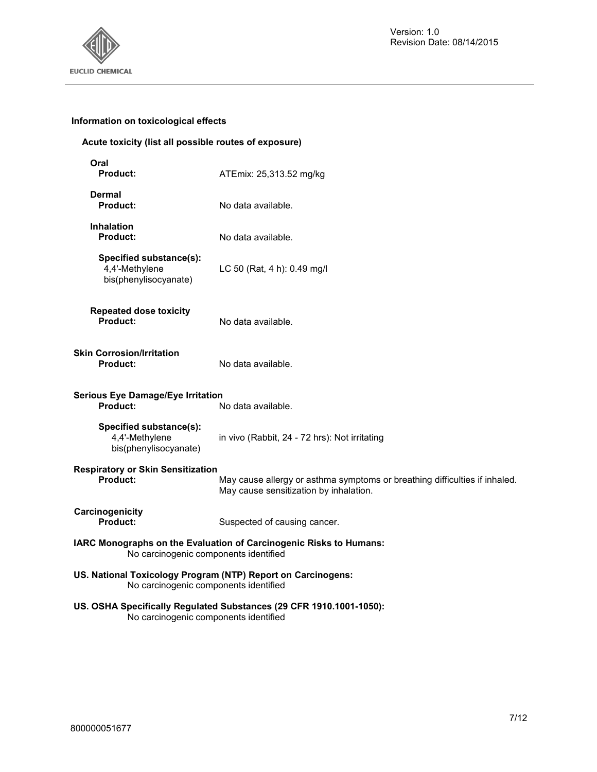## Information on toxicological effects

### Acute toxicity (list all possible routes of exposure)

**Oral**

**Product:** ATEmix: 25,313.52 mg/kg

**Dermal**

**Product:** No data available.

**Inhalation**

**Product:** No data available.

**Specified substance(s):**
4,4'-Methylene bis(phenylisocyanate) — LC 50 (Rat, 4 h): 0.49 mg/l

**Repeated dose toxicity**

**Product:** No data available.

### Skin Corrosion/Irritation

**Product:** No data available.

### Serious Eye Damage/Eye Irritation

**Product:** No data available.

**Specified substance(s):**
4,4'-Methylene bis(phenylisocyanate) — in vivo (Rabbit, 24 - 72 hrs): Not irritating

### Respiratory or Skin Sensitization

**Product:** May cause allergy or asthma symptoms or breathing difficulties if inhaled. May cause sensitization by inhalation.

### Carcinogenicity

**Product:** Suspected of causing cancer.

**IARC Monographs on the Evaluation of Carcinogenic Risks to Humans:**
No carcinogenic components identified

**US. National Toxicology Program (NTP) Report on Carcinogens:**
No carcinogenic components identified

**US. OSHA Specifically Regulated Substances (29 CFR 1910.1001-1050):**
No carcinogenic components identified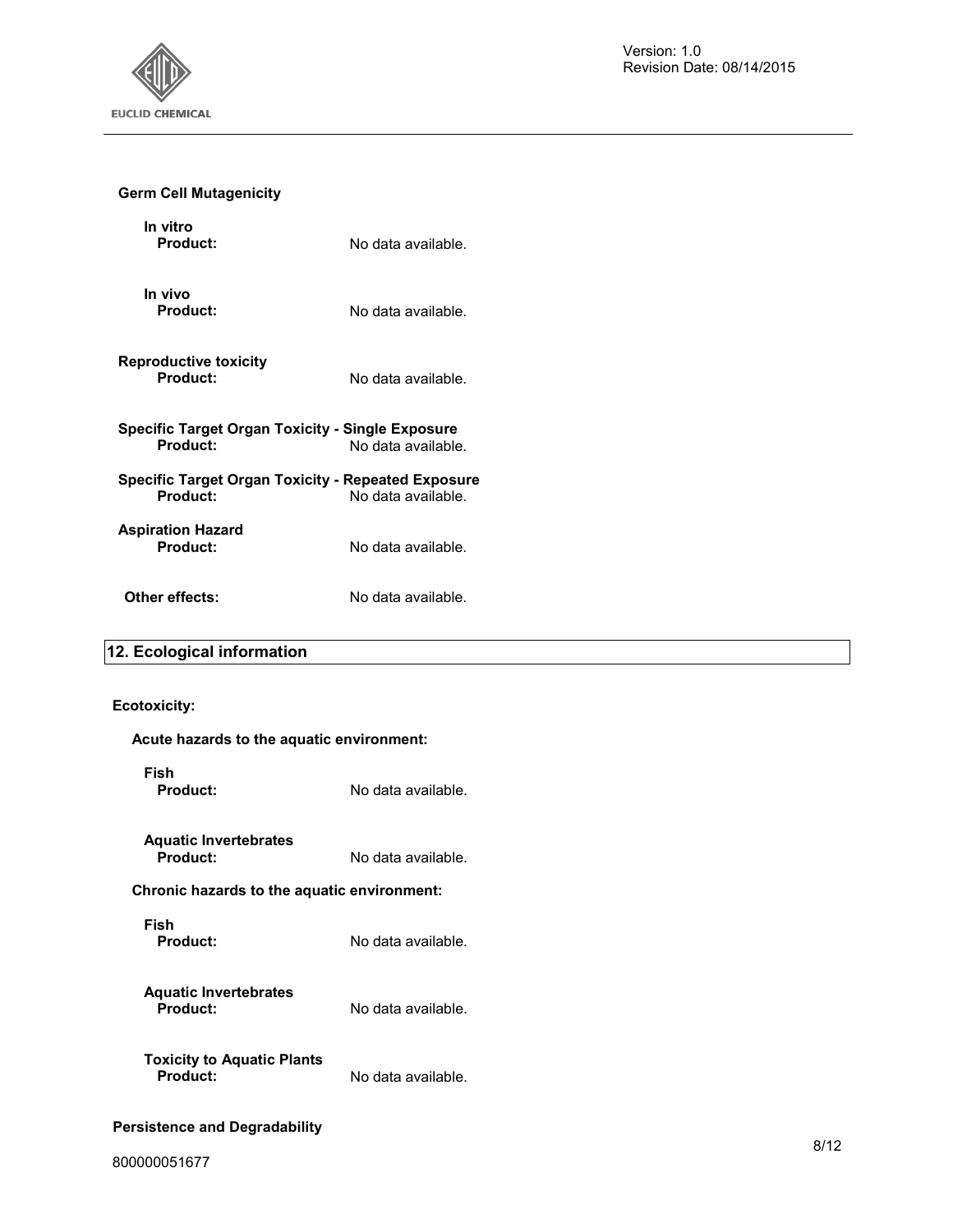**Germ Cell Mutagenicity**

**In vitro**

**Product:** No data available.

**In vivo**

**Product:** No data available.

**Reproductive toxicity**

**Product:** No data available.

**Specific Target Organ Toxicity - Single Exposure**

**Product:** No data available.

**Specific Target Organ Toxicity - Repeated Exposure**

**Product:** No data available.

**Aspiration Hazard**

**Product:** No data available.

**Other effects:** No data available.

## 12. Ecological information

**Ecotoxicity:**

**Acute hazards to the aquatic environment:**

**Fish**

**Product:** No data available.

**Aquatic Invertebrates**

**Product:** No data available.

**Chronic hazards to the aquatic environment:**

**Fish**

**Product:** No data available.

**Aquatic Invertebrates**

**Product:** No data available.

**Toxicity to Aquatic Plants**

**Product:** No data available.

**Persistence and Degradability**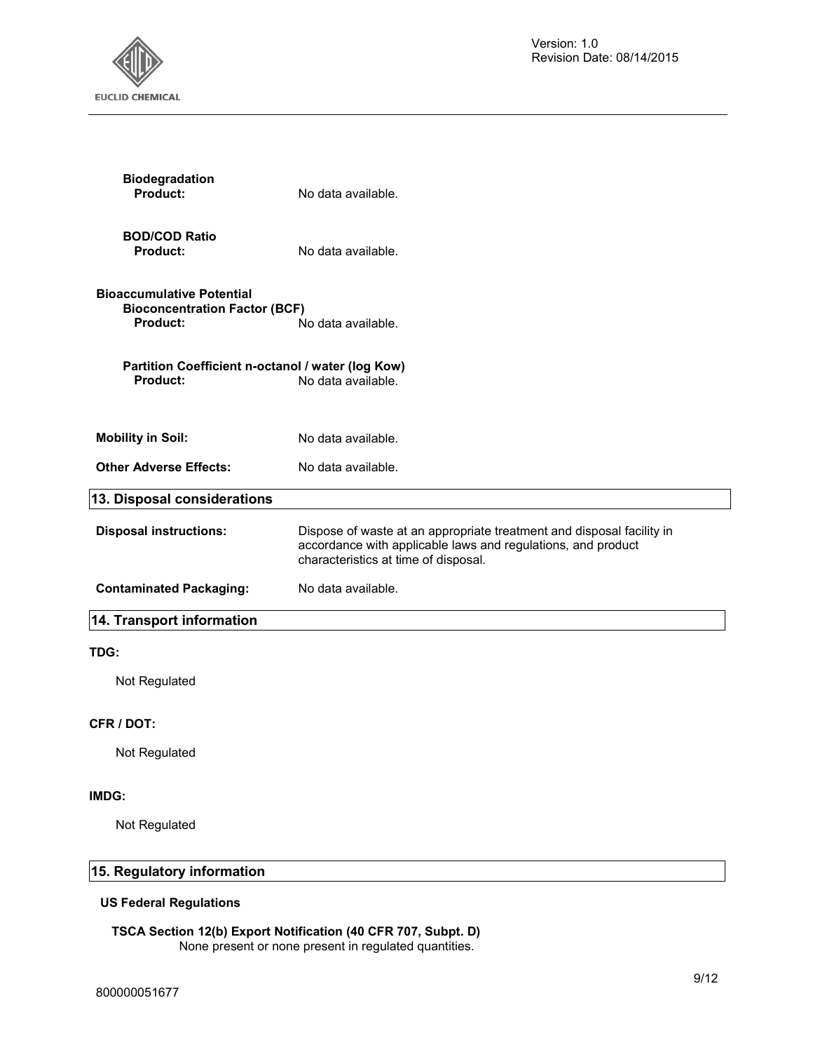**Biodegradation**

**Product:** No data available.

**BOD/COD Ratio**

**Product:** No data available.

**Bioaccumulative Potential**

**Bioconcentration Factor (BCF)**

**Product:** No data available.

**Partition Coefficient n-octanol / water (log Kow)**

**Product:** No data available.

**Mobility in Soil:** No data available.

**Other Adverse Effects:** No data available.

## 13. Disposal considerations

**Disposal instructions:** Dispose of waste at an appropriate treatment and disposal facility in accordance with applicable laws and regulations, and product characteristics at time of disposal.

**Contaminated Packaging:** No data available.

## 14. Transport information

**TDG:**

Not Regulated

**CFR / DOT:**

Not Regulated

**IMDG:**

Not Regulated

## 15. Regulatory information

**US Federal Regulations**

**TSCA Section 12(b) Export Notification (40 CFR 707, Subpt. D)**

None present or none present in regulated quantities.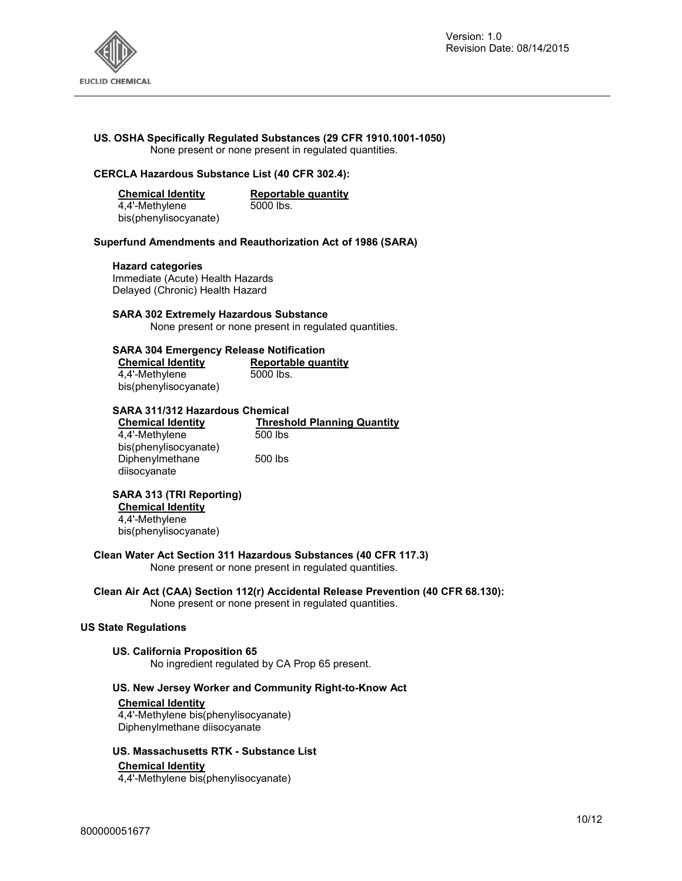### US. OSHA Specifically Regulated Substances (29 CFR 1910.1001-1050)

None present or none present in regulated quantities.

### CERCLA Hazardous Substance List (40 CFR 302.4):

| Chemical Identity | Reportable quantity |
|---|---|
| 4,4'-Methylene bis(phenylisocyanate) | 5000 lbs. |

### Superfund Amendments and Reauthorization Act of 1986 (SARA)

**Hazard categories**

Immediate (Acute) Health Hazards
Delayed (Chronic) Health Hazard

**SARA 302 Extremely Hazardous Substance**

None present or none present in regulated quantities.

**SARA 304 Emergency Release Notification**

| Chemical Identity | Reportable quantity |
|---|---|
| 4,4'-Methylene bis(phenylisocyanate) | 5000 lbs. |

**SARA 311/312 Hazardous Chemical**

| Chemical Identity | Threshold Planning Quantity |
|---|---|
| 4,4'-Methylene bis(phenylisocyanate) | 500 lbs |
| Diphenylmethane diisocyanate | 500 lbs |

**SARA 313 (TRI Reporting)**

| Chemical Identity |
|---|
| 4,4'-Methylene bis(phenylisocyanate) |

### Clean Water Act Section 311 Hazardous Substances (40 CFR 117.3)

None present or none present in regulated quantities.

### Clean Air Act (CAA) Section 112(r) Accidental Release Prevention (40 CFR 68.130):

None present or none present in regulated quantities.

## US State Regulations

### US. California Proposition 65

No ingredient regulated by CA Prop 65 present.

### US. New Jersey Worker and Community Right-to-Know Act

| Chemical Identity |
|---|
| 4,4'-Methylene bis(phenylisocyanate) |
| Diphenylmethane diisocyanate |

### US. Massachusetts RTK - Substance List

| Chemical Identity |
|---|
| 4,4'-Methylene bis(phenylisocyanate) |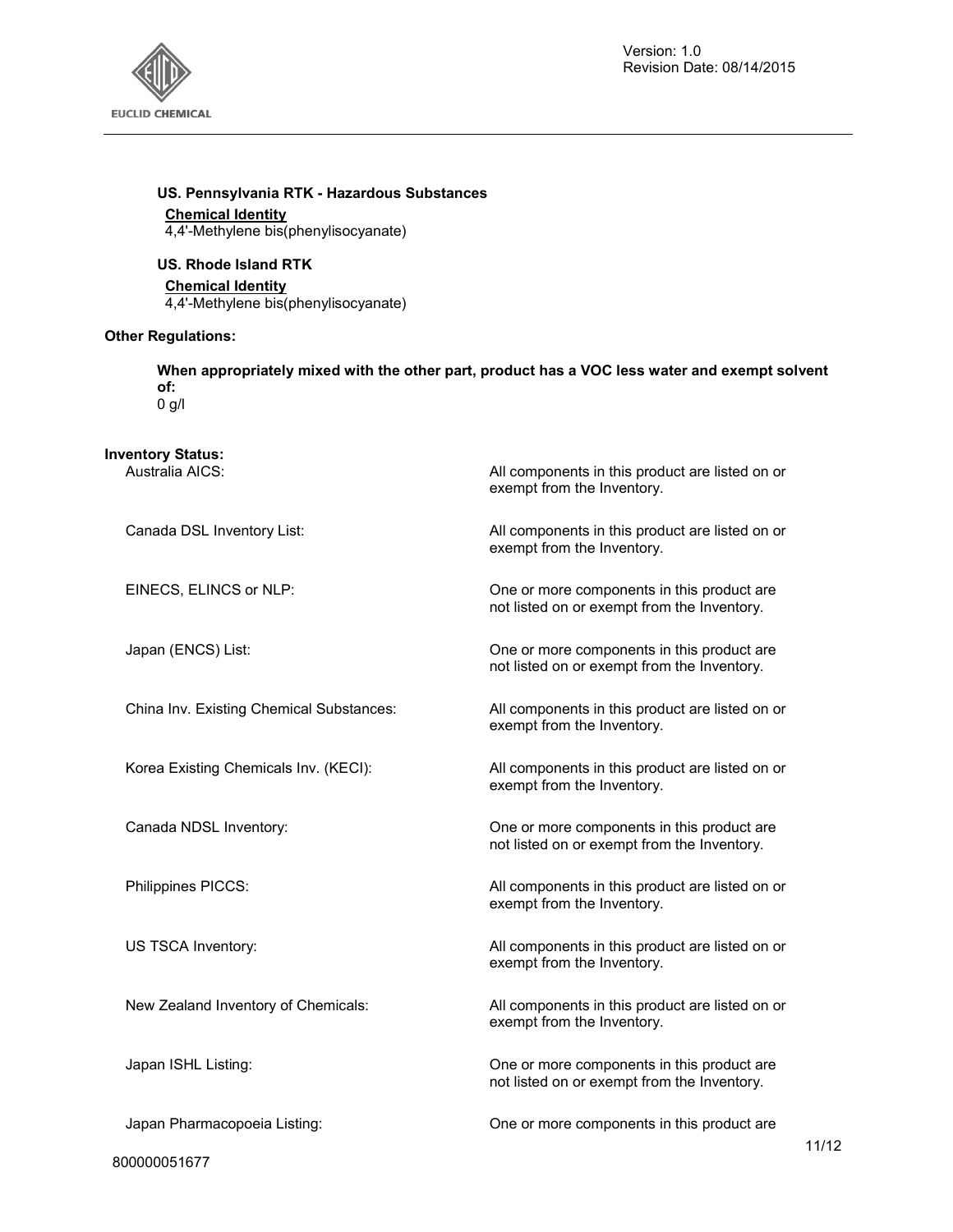**US. Pennsylvania RTK - Hazardous Substances**

**Chemical Identity**

4,4'-Methylene bis(phenylisocyanate)

**US. Rhode Island RTK**

**Chemical Identity**

4,4'-Methylene bis(phenylisocyanate)

**Other Regulations:**

**When appropriately mixed with the other part, product has a VOC less water and exempt solvent of:**

0 g/l

**Inventory Status:**

| | |
|---|---|
| Australia AICS: | All components in this product are listed on or exempt from the Inventory. |
| Canada DSL Inventory List: | All components in this product are listed on or exempt from the Inventory. |
| EINECS, ELINCS or NLP: | One or more components in this product are not listed on or exempt from the Inventory. |
| Japan (ENCS) List: | One or more components in this product are not listed on or exempt from the Inventory. |
| China Inv. Existing Chemical Substances: | All components in this product are listed on or exempt from the Inventory. |
| Korea Existing Chemicals Inv. (KECI): | All components in this product are listed on or exempt from the Inventory. |
| Canada NDSL Inventory: | One or more components in this product are not listed on or exempt from the Inventory. |
| Philippines PICCS: | All components in this product are listed on or exempt from the Inventory. |
| US TSCA Inventory: | All components in this product are listed on or exempt from the Inventory. |
| New Zealand Inventory of Chemicals: | All components in this product are listed on or exempt from the Inventory. |
| Japan ISHL Listing: | One or more components in this product are not listed on or exempt from the Inventory. |
| Japan Pharmacopoeia Listing: | One or more components in this product are |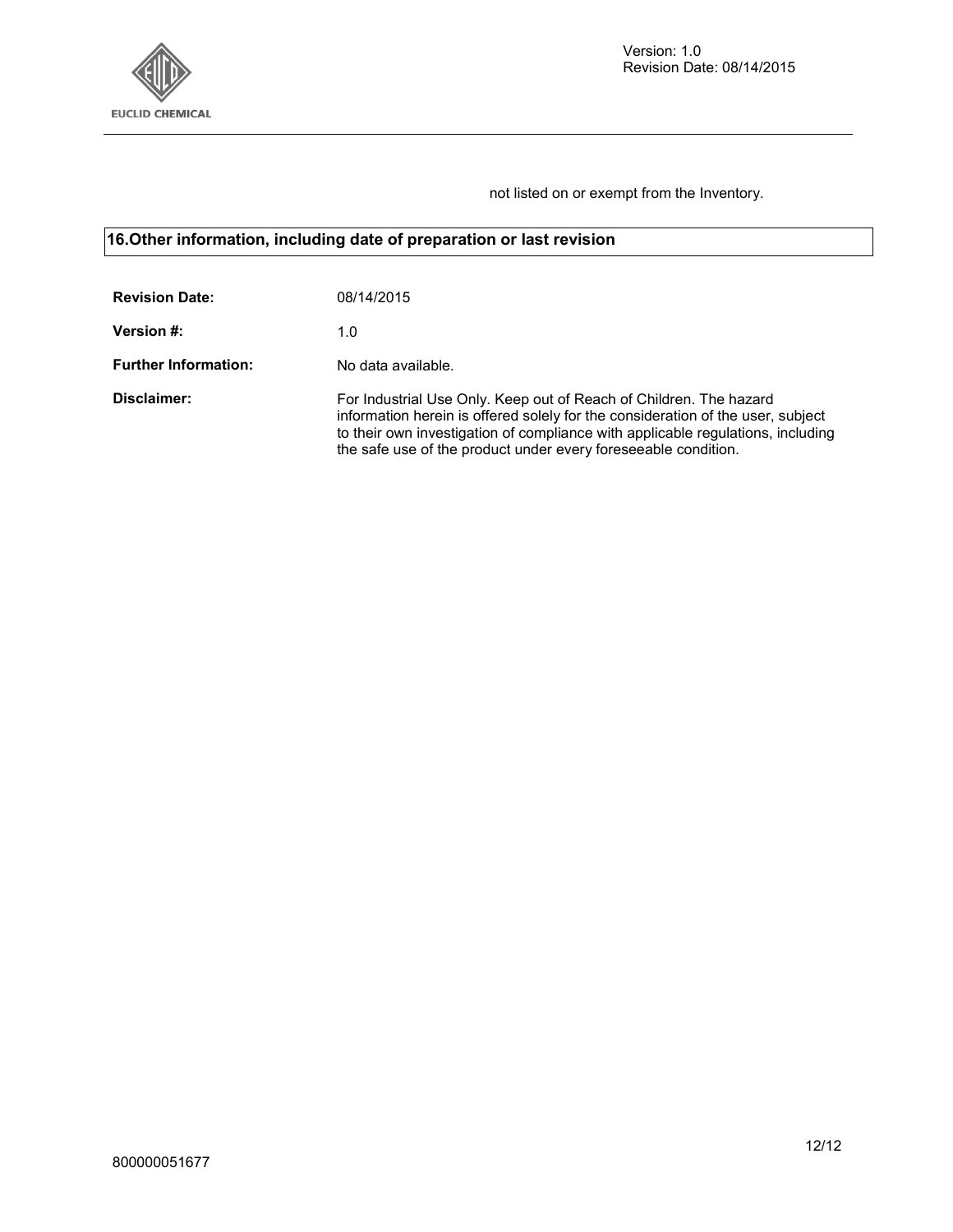not listed on or exempt from the Inventory.

## 16.Other information, including date of preparation or last revision

**Revision Date:** 08/14/2015

**Version #:** 1.0

**Further Information:** No data available.

**Disclaimer:** For Industrial Use Only. Keep out of Reach of Children. The hazard information herein is offered solely for the consideration of the user, subject to their own investigation of compliance with applicable regulations, including the safe use of the product under every foreseeable condition.

800000051677